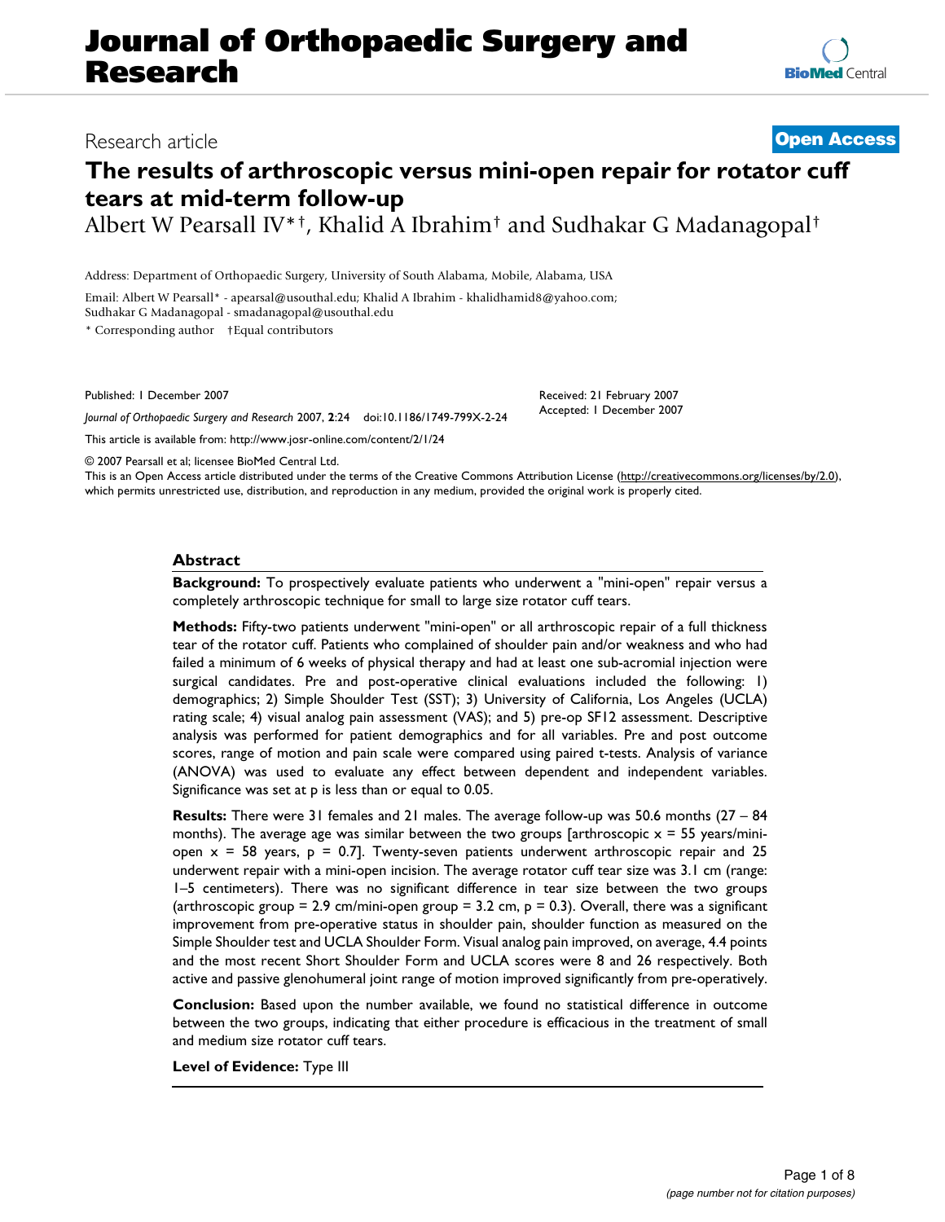# Journal of Orthopaedic Surgery and Research

Research article

**Open Access**

# The results of arthroscopic versus mini-open repair for rotator cuff tears at mid-term follow-up

Albert W Pearsall IV*†, Khalid A Ibrahim† and Sudhakar G Madanagopal†

Address: Department of Orthopaedic Surgery, University of South Alabama, Mobile, Alabama, USA

Email: Albert W Pearsall* - apearsal@usouthal.edu; Khalid A Ibrahim - khalidhamid8@yahoo.com; Sudhakar G Madanagopal - smadanagopal@usouthal.edu

\* Corresponding author †Equal contributors

Published: 1 December 2007

*Journal of Orthopaedic Surgery and Research* 2007, **2**:24 doi:10.1186/1749-799X-2-24

Received: 21 February 2007
Accepted: 1 December 2007

This article is available from: http://www.josr-online.com/content/2/1/24

© 2007 Pearsall et al; licensee BioMed Central Ltd.

This is an Open Access article distributed under the terms of the Creative Commons Attribution License (http://creativecommons.org/licenses/by/2.0), which permits unrestricted use, distribution, and reproduction in any medium, provided the original work is properly cited.

## Abstract

**Background:** To prospectively evaluate patients who underwent a "mini-open" repair versus a completely arthroscopic technique for small to large size rotator cuff tears.

**Methods:** Fifty-two patients underwent "mini-open" or all arthroscopic repair of a full thickness tear of the rotator cuff. Patients who complained of shoulder pain and/or weakness and who had failed a minimum of 6 weeks of physical therapy and had at least one sub-acromial injection were surgical candidates. Pre and post-operative clinical evaluations included the following: 1) demographics; 2) Simple Shoulder Test (SST); 3) University of California, Los Angeles (UCLA) rating scale; 4) visual analog pain assessment (VAS); and 5) pre-op SF12 assessment. Descriptive analysis was performed for patient demographics and for all variables. Pre and post outcome scores, range of motion and pain scale were compared using paired t-tests. Analysis of variance (ANOVA) was used to evaluate any effect between dependent and independent variables. Significance was set at p is less than or equal to 0.05.

**Results:** There were 31 females and 21 males. The average follow-up was 50.6 months (27 – 84 months). The average age was similar between the two groups [arthroscopic x = 55 years/mini-open x = 58 years, p = 0.7]. Twenty-seven patients underwent arthroscopic repair and 25 underwent repair with a mini-open incision. The average rotator cuff tear size was 3.1 cm (range: 1–5 centimeters). There was no significant difference in tear size between the two groups (arthroscopic group = 2.9 cm/mini-open group = 3.2 cm, p = 0.3). Overall, there was a significant improvement from pre-operative status in shoulder pain, shoulder function as measured on the Simple Shoulder test and UCLA Shoulder Form. Visual analog pain improved, on average, 4.4 points and the most recent Short Shoulder Form and UCLA scores were 8 and 26 respectively. Both active and passive glenohumeral joint range of motion improved significantly from pre-operatively.

**Conclusion:** Based upon the number available, we found no statistical difference in outcome between the two groups, indicating that either procedure is efficacious in the treatment of small and medium size rotator cuff tears.

**Level of Evidence:** Type III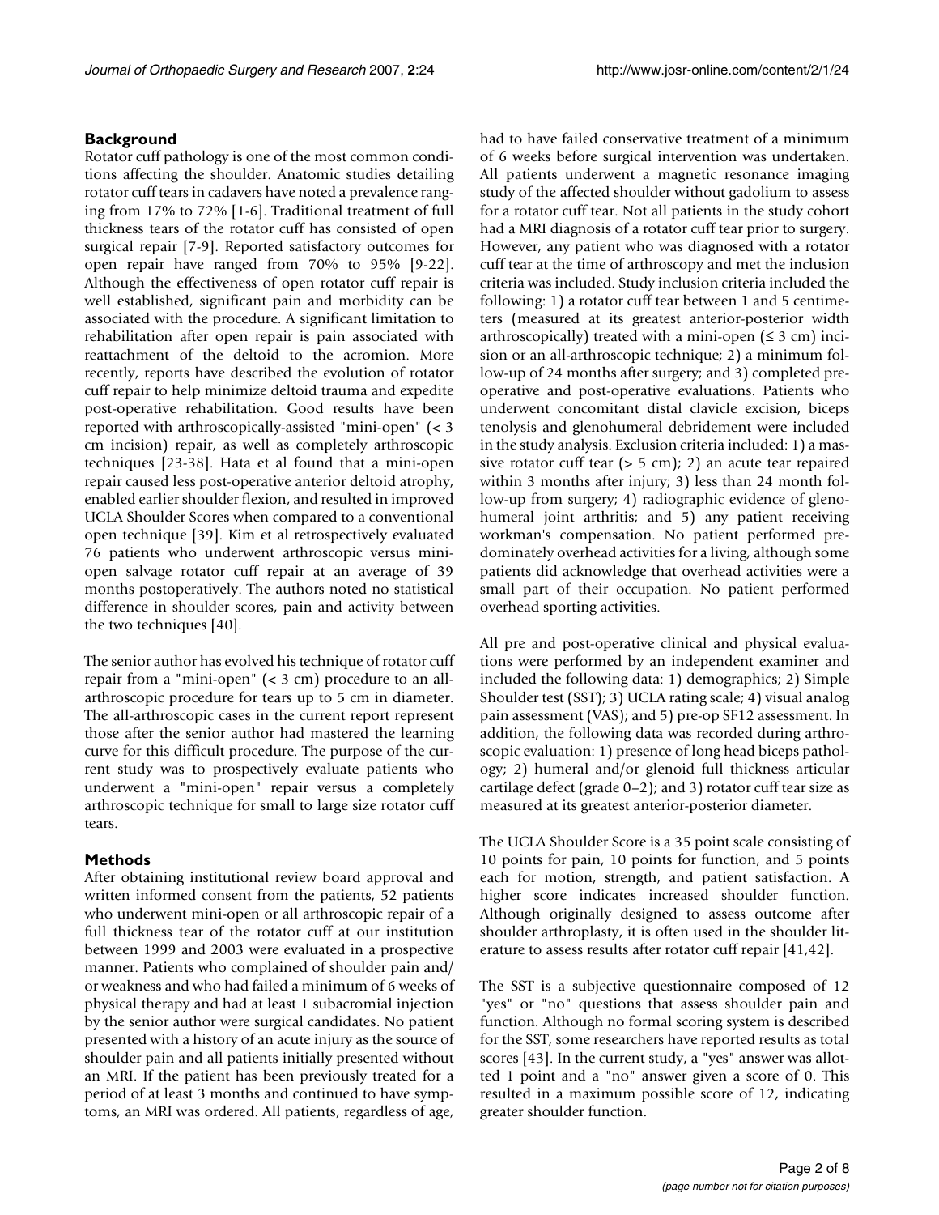## Background

Rotator cuff pathology is one of the most common conditions affecting the shoulder. Anatomic studies detailing rotator cuff tears in cadavers have noted a prevalence ranging from 17% to 72% [1-6]. Traditional treatment of full thickness tears of the rotator cuff has consisted of open surgical repair [7-9]. Reported satisfactory outcomes for open repair have ranged from 70% to 95% [9-22]. Although the effectiveness of open rotator cuff repair is well established, significant pain and morbidity can be associated with the procedure. A significant limitation to rehabilitation after open repair is pain associated with reattachment of the deltoid to the acromion. More recently, reports have described the evolution of rotator cuff repair to help minimize deltoid trauma and expedite post-operative rehabilitation. Good results have been reported with arthroscopically-assisted "mini-open" (< 3 cm incision) repair, as well as completely arthroscopic techniques [23-38]. Hata et al found that a mini-open repair caused less post-operative anterior deltoid atrophy, enabled earlier shoulder flexion, and resulted in improved UCLA Shoulder Scores when compared to a conventional open technique [39]. Kim et al retrospectively evaluated 76 patients who underwent arthroscopic versus mini-open salvage rotator cuff repair at an average of 39 months postoperatively. The authors noted no statistical difference in shoulder scores, pain and activity between the two techniques [40].

The senior author has evolved his technique of rotator cuff repair from a "mini-open" (< 3 cm) procedure to an all-arthroscopic procedure for tears up to 5 cm in diameter. The all-arthroscopic cases in the current report represent those after the senior author had mastered the learning curve for this difficult procedure. The purpose of the current study was to prospectively evaluate patients who underwent a "mini-open" repair versus a completely arthroscopic technique for small to large size rotator cuff tears.

## Methods

After obtaining institutional review board approval and written informed consent from the patients, 52 patients who underwent mini-open or all arthroscopic repair of a full thickness tear of the rotator cuff at our institution between 1999 and 2003 were evaluated in a prospective manner. Patients who complained of shoulder pain and/or weakness and who had failed a minimum of 6 weeks of physical therapy and had at least 1 subacromial injection by the senior author were surgical candidates. No patient presented with a history of an acute injury as the source of shoulder pain and all patients initially presented without an MRI. If the patient has been previously treated for a period of at least 3 months and continued to have symptoms, an MRI was ordered. All patients, regardless of age, had to have failed conservative treatment of a minimum of 6 weeks before surgical intervention was undertaken. All patients underwent a magnetic resonance imaging study of the affected shoulder without gadolium to assess for a rotator cuff tear. Not all patients in the study cohort had a MRI diagnosis of a rotator cuff tear prior to surgery. However, any patient who was diagnosed with a rotator cuff tear at the time of arthroscopy and met the inclusion criteria was included. Study inclusion criteria included the following: 1) a rotator cuff tear between 1 and 5 centimeters (measured at its greatest anterior-posterior width arthroscopically) treated with a mini-open (≤ 3 cm) incision or an all-arthroscopic technique; 2) a minimum follow-up of 24 months after surgery; and 3) completed pre-operative and post-operative evaluations. Patients who underwent concomitant distal clavicle excision, biceps tenolysis and glenohumeral debridement were included in the study analysis. Exclusion criteria included: 1) a massive rotator cuff tear (> 5 cm); 2) an acute tear repaired within 3 months after injury; 3) less than 24 month follow-up from surgery; 4) radiographic evidence of glenohumeral joint arthritis; and 5) any patient receiving workman's compensation. No patient performed predominately overhead activities for a living, although some patients did acknowledge that overhead activities were a small part of their occupation. No patient performed overhead sporting activities.

All pre and post-operative clinical and physical evaluations were performed by an independent examiner and included the following data: 1) demographics; 2) Simple Shoulder test (SST); 3) UCLA rating scale; 4) visual analog pain assessment (VAS); and 5) pre-op SF12 assessment. In addition, the following data was recorded during arthroscopic evaluation: 1) presence of long head biceps pathology; 2) humeral and/or glenoid full thickness articular cartilage defect (grade 0–2); and 3) rotator cuff tear size as measured at its greatest anterior-posterior diameter.

The UCLA Shoulder Score is a 35 point scale consisting of 10 points for pain, 10 points for function, and 5 points each for motion, strength, and patient satisfaction. A higher score indicates increased shoulder function. Although originally designed to assess outcome after shoulder arthroplasty, it is often used in the shoulder literature to assess results after rotator cuff repair [41,42].

The SST is a subjective questionnaire composed of 12 "yes" or "no" questions that assess shoulder pain and function. Although no formal scoring system is described for the SST, some researchers have reported results as total scores [43]. In the current study, a "yes" answer was allotted 1 point and a "no" answer given a score of 0. This resulted in a maximum possible score of 12, indicating greater shoulder function.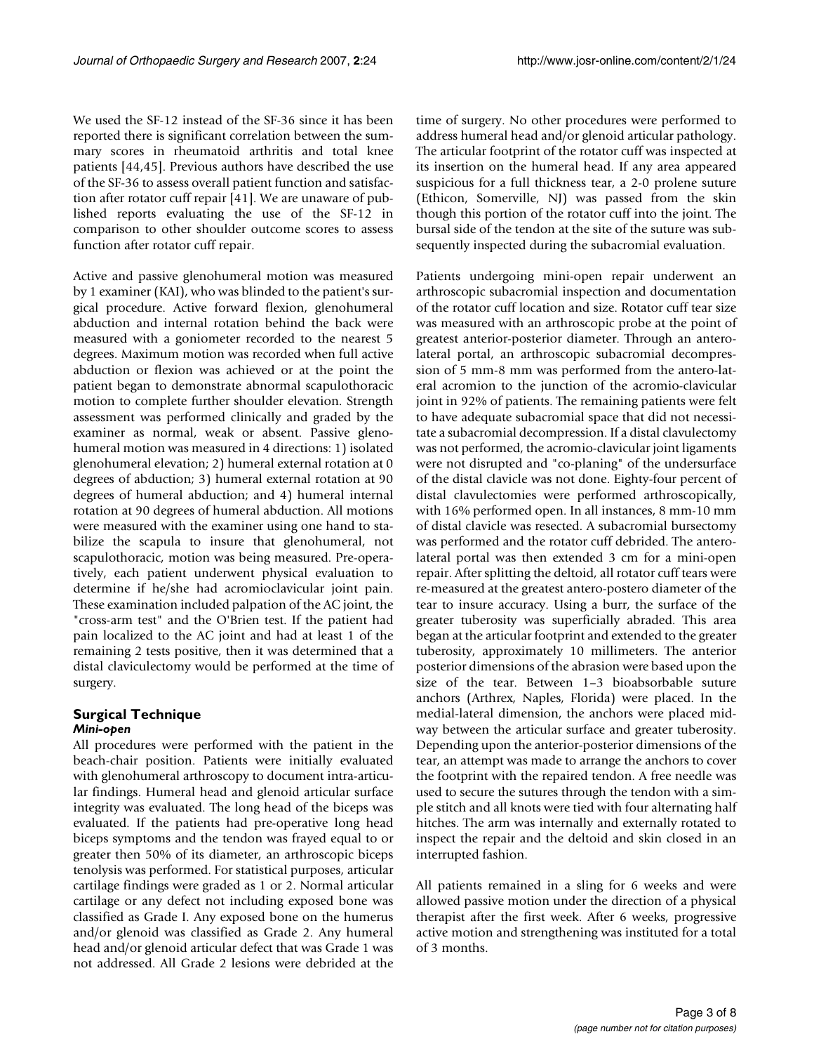We used the SF-12 instead of the SF-36 since it has been reported there is significant correlation between the summary scores in rheumatoid arthritis and total knee patients [44,45]. Previous authors have described the use of the SF-36 to assess overall patient function and satisfaction after rotator cuff repair [41]. We are unaware of published reports evaluating the use of the SF-12 in comparison to other shoulder outcome scores to assess function after rotator cuff repair.

Active and passive glenohumeral motion was measured by 1 examiner (KAI), who was blinded to the patient's surgical procedure. Active forward flexion, glenohumeral abduction and internal rotation behind the back were measured with a goniometer recorded to the nearest 5 degrees. Maximum motion was recorded when full active abduction or flexion was achieved or at the point the patient began to demonstrate abnormal scapulothoracic motion to complete further shoulder elevation. Strength assessment was performed clinically and graded by the examiner as normal, weak or absent. Passive glenohumeral motion was measured in 4 directions: 1) isolated glenohumeral elevation; 2) humeral external rotation at 0 degrees of abduction; 3) humeral external rotation at 90 degrees of humeral abduction; and 4) humeral internal rotation at 90 degrees of humeral abduction. All motions were measured with the examiner using one hand to stabilize the scapula to insure that glenohumeral, not scapulothoracic, motion was being measured. Pre-operatively, each patient underwent physical evaluation to determine if he/she had acromioclavicular joint pain. These examination included palpation of the AC joint, the "cross-arm test" and the O'Brien test. If the patient had pain localized to the AC joint and had at least 1 of the remaining 2 tests positive, then it was determined that a distal claviculectomy would be performed at the time of surgery.

## Surgical Technique

### *Mini-open*

All procedures were performed with the patient in the beach-chair position. Patients were initially evaluated with glenohumeral arthroscopy to document intra-articular findings. Humeral head and glenoid articular surface integrity was evaluated. The long head of the biceps was evaluated. If the patients had pre-operative long head biceps symptoms and the tendon was frayed equal to or greater then 50% of its diameter, an arthroscopic biceps tenolysis was performed. For statistical purposes, articular cartilage findings were graded as 1 or 2. Normal articular cartilage or any defect not including exposed bone was classified as Grade I. Any exposed bone on the humerus and/or glenoid was classified as Grade 2. Any humeral head and/or glenoid articular defect that was Grade 1 was not addressed. All Grade 2 lesions were debrided at the time of surgery. No other procedures were performed to address humeral head and/or glenoid articular pathology. The articular footprint of the rotator cuff was inspected at its insertion on the humeral head. If any area appeared suspicious for a full thickness tear, a 2-0 prolene suture (Ethicon, Somerville, NJ) was passed from the skin though this portion of the rotator cuff into the joint. The bursal side of the tendon at the site of the suture was subsequently inspected during the subacromial evaluation.

Patients undergoing mini-open repair underwent an arthroscopic subacromial inspection and documentation of the rotator cuff location and size. Rotator cuff tear size was measured with an arthroscopic probe at the point of greatest anterior-posterior diameter. Through an antero-lateral portal, an arthroscopic subacromial decompression of 5 mm-8 mm was performed from the antero-lateral acromion to the junction of the acromio-clavicular joint in 92% of patients. The remaining patients were felt to have adequate subacromial space that did not necessitate a subacromial decompression. If a distal clavulectomy was not performed, the acromio-clavicular joint ligaments were not disrupted and "co-planing" of the undersurface of the distal clavicle was not done. Eighty-four percent of distal clavulectomies were performed arthroscopically, with 16% performed open. In all instances, 8 mm-10 mm of distal clavicle was resected. A subacromial bursectomy was performed and the rotator cuff debrided. The antero-lateral portal was then extended 3 cm for a mini-open repair. After splitting the deltoid, all rotator cuff tears were re-measured at the greatest antero-postero diameter of the tear to insure accuracy. Using a burr, the surface of the greater tuberosity was superficially abraded. This area began at the articular footprint and extended to the greater tuberosity, approximately 10 millimeters. The anterior posterior dimensions of the abrasion were based upon the size of the tear. Between 1–3 bioabsorbable suture anchors (Arthrex, Naples, Florida) were placed. In the medial-lateral dimension, the anchors were placed midway between the articular surface and greater tuberosity. Depending upon the anterior-posterior dimensions of the tear, an attempt was made to arrange the anchors to cover the footprint with the repaired tendon. A free needle was used to secure the sutures through the tendon with a simple stitch and all knots were tied with four alternating half hitches. The arm was internally and externally rotated to inspect the repair and the deltoid and skin closed in an interrupted fashion.

All patients remained in a sling for 6 weeks and were allowed passive motion under the direction of a physical therapist after the first week. After 6 weeks, progressive active motion and strengthening was instituted for a total of 3 months.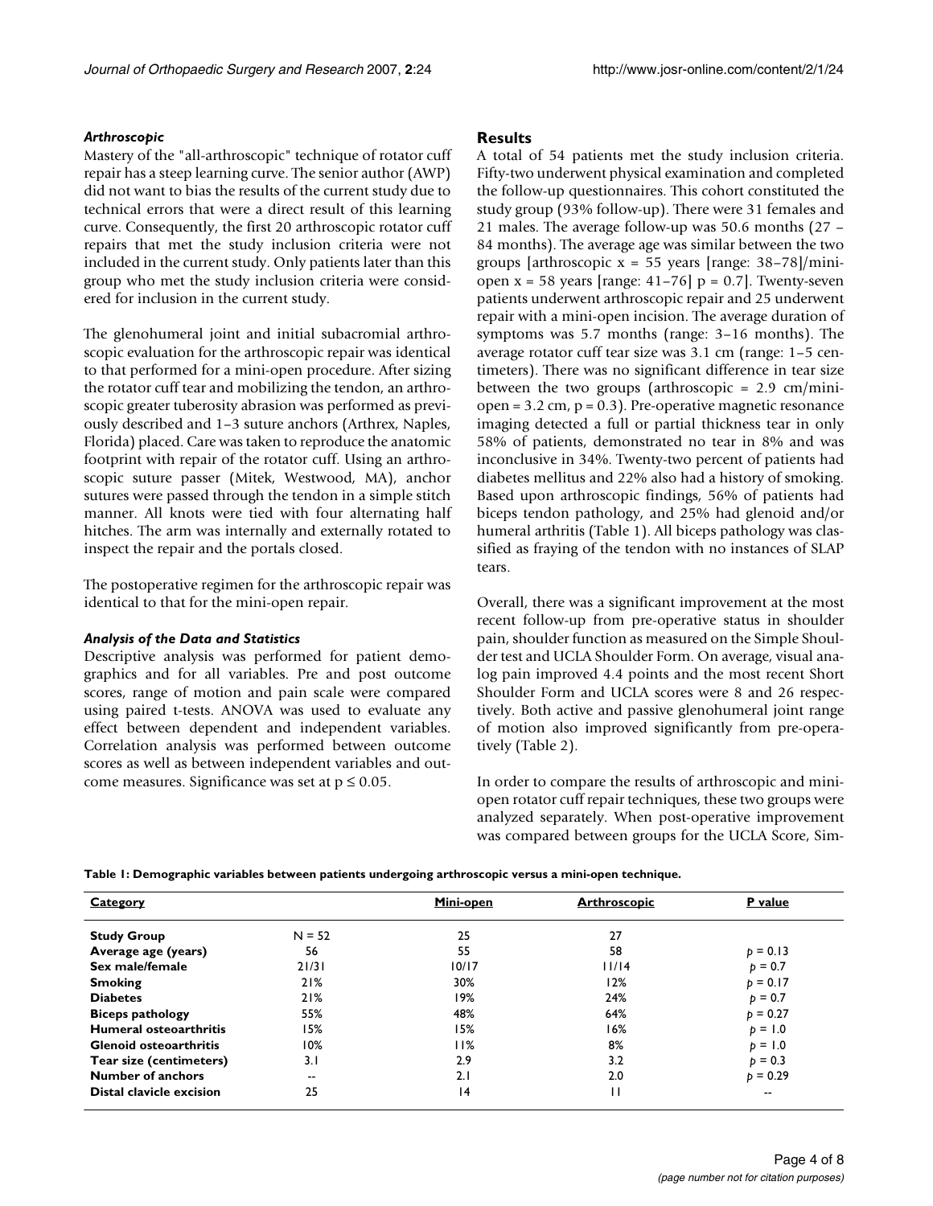#### *Arthroscopic*

Mastery of the "all-arthroscopic" technique of rotator cuff repair has a steep learning curve. The senior author (AWP) did not want to bias the results of the current study due to technical errors that were a direct result of this learning curve. Consequently, the first 20 arthroscopic rotator cuff repairs that met the study inclusion criteria were not included in the current study. Only patients later than this group who met the study inclusion criteria were considered for inclusion in the current study.

The glenohumeral joint and initial subacromial arthroscopic evaluation for the arthroscopic repair was identical to that performed for a mini-open procedure. After sizing the rotator cuff tear and mobilizing the tendon, an arthroscopic greater tuberosity abrasion was performed as previously described and 1–3 suture anchors (Arthrex, Naples, Florida) placed. Care was taken to reproduce the anatomic footprint with repair of the rotator cuff. Using an arthroscopic suture passer (Mitek, Westwood, MA), anchor sutures were passed through the tendon in a simple stitch manner. All knots were tied with four alternating half hitches. The arm was internally and externally rotated to inspect the repair and the portals closed.

The postoperative regimen for the arthroscopic repair was identical to that for the mini-open repair.

#### *Analysis of the Data and Statistics*

Descriptive analysis was performed for patient demographics and for all variables. Pre and post outcome scores, range of motion and pain scale were compared using paired t-tests. ANOVA was used to evaluate any effect between dependent and independent variables. Correlation analysis was performed between outcome scores as well as between independent variables and outcome measures. Significance was set at $p \leq 0.05$.

### Results

A total of 54 patients met the study inclusion criteria. Fifty-two underwent physical examination and completed the follow-up questionnaires. This cohort constituted the study group (93% follow-up). There were 31 females and 21 males. The average follow-up was 50.6 months (27 – 84 months). The average age was similar between the two groups [arthroscopic x = 55 years [range: 38–78]/mini-open x = 58 years [range: 41–76] p = 0.7]. Twenty-seven patients underwent arthroscopic repair and 25 underwent repair with a mini-open incision. The average duration of symptoms was 5.7 months (range: 3–16 months). The average rotator cuff tear size was 3.1 cm (range: 1–5 centimeters). There was no significant difference in tear size between the two groups (arthroscopic = 2.9 cm/mini-open = 3.2 cm, p = 0.3). Pre-operative magnetic resonance imaging detected a full or partial thickness tear in only 58% of patients, demonstrated no tear in 8% and was inconclusive in 34%. Twenty-two percent of patients had diabetes mellitus and 22% also had a history of smoking. Based upon arthroscopic findings, 56% of patients had biceps tendon pathology, and 25% had glenoid and/or humeral arthritis (Table 1). All biceps pathology was classified as fraying of the tendon with no instances of SLAP tears.

Overall, there was a significant improvement at the most recent follow-up from pre-operative status in shoulder pain, shoulder function as measured on the Simple Shoulder test and UCLA Shoulder Form. On average, visual analog pain improved 4.4 points and the most recent Short Shoulder Form and UCLA scores were 8 and 26 respectively. Both active and passive glenohumeral joint range of motion also improved significantly from pre-operatively (Table 2).

In order to compare the results of arthroscopic and mini-open rotator cuff repair techniques, these two groups were analyzed separately. When post-operative improvement was compared between groups for the UCLA Score, Sim-

**Table 1: Demographic variables between patients undergoing arthroscopic versus a mini-open technique.**

| Category | | Mini-open | Arthroscopic | P value |
|---|---|---|---|---|
| **Study Group** | N = 52 | 25 | 27 | |
| **Average age (years)** | 56 | 55 | 58 | $p = 0.13$ |
| **Sex male/female** | 21/31 | 10/17 | 11/14 | $p = 0.7$ |
| **Smoking** | 21% | 30% | 12% | $p = 0.17$ |
| **Diabetes** | 21% | 19% | 24% | $p = 0.7$ |
| **Biceps pathology** | 55% | 48% | 64% | $p = 0.27$ |
| **Humeral osteoarthritis** | 15% | 15% | 16% | $p = 1.0$ |
| **Glenoid osteoarthritis** | 10% | 11% | 8% | $p = 1.0$ |
| **Tear size (centimeters)** | 3.1 | 2.9 | 3.2 | $p = 0.3$ |
| **Number of anchors** | -- | 2.1 | 2.0 | $p = 0.29$ |
| **Distal clavicle excision** | 25 | 14 | 11 | -- |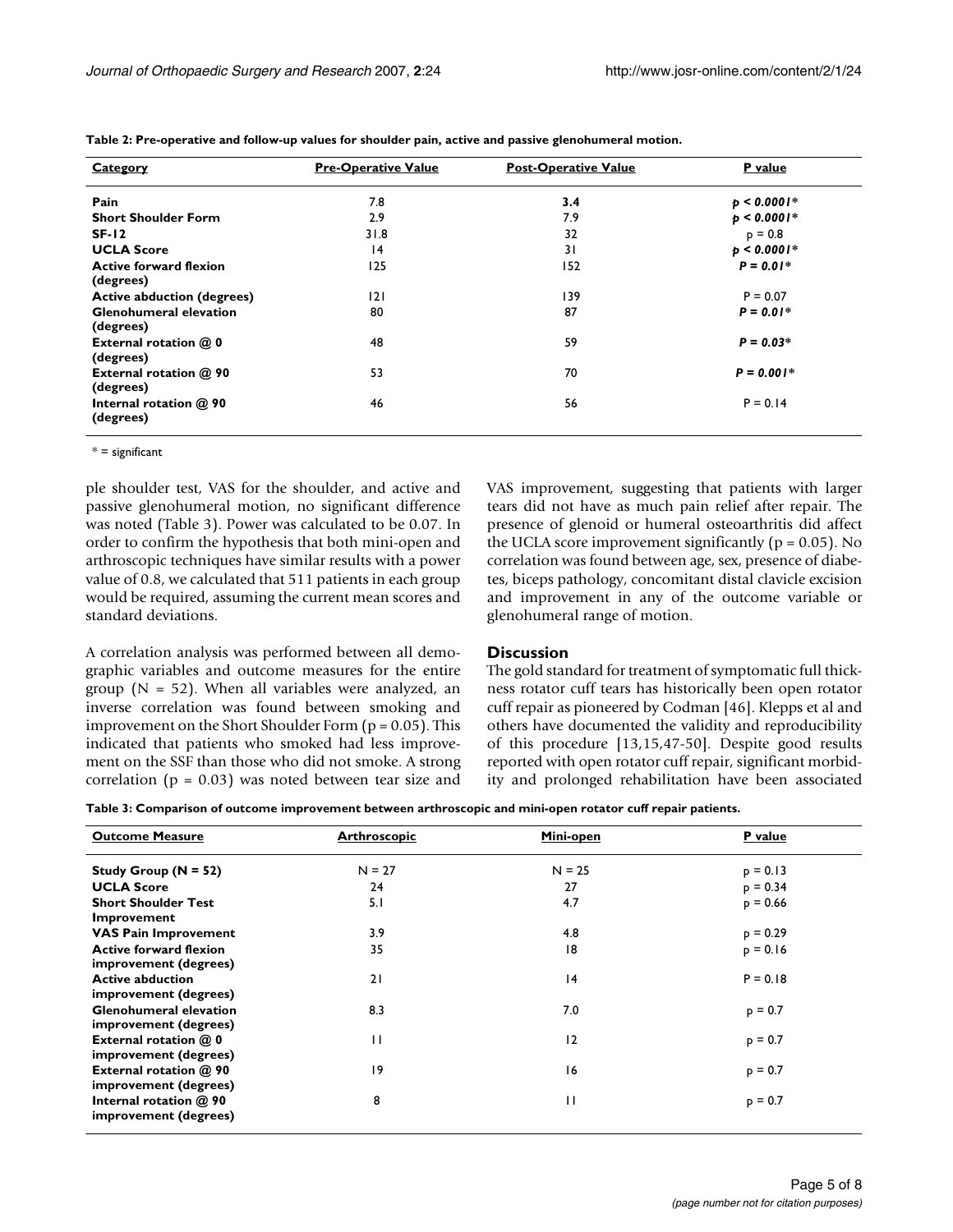**Table 2: Pre-operative and follow-up values for shoulder pain, active and passive glenohumeral motion.**

| Category | Pre-Operative Value | Post-Operative Value | P value |
|---|---|---|---|
| **Pain** | 7.8 | **3.4** | ***p < 0.0001**** |
| **Short Shoulder Form** | 2.9 | 7.9 | ***p < 0.0001**** |
| **SF-12** | 31.8 | 32 | p = 0.8 |
| **UCLA Score** | 14 | 31 | ***p < 0.0001**** |
| **Active forward flexion (degrees)** | 125 | 152 | ***P = 0.01**** |
| **Active abduction (degrees)** | 121 | 139 | P = 0.07 |
| **Glenohumeral elevation (degrees)** | 80 | 87 | ***P = 0.01**** |
| **External rotation @ 0 (degrees)** | 48 | 59 | ***P = 0.03**** |
| **External rotation @ 90 (degrees)** | 53 | 70 | ***P = 0.001**** |
| **Internal rotation @ 90 (degrees)** | 46 | 56 | P = 0.14 |

* = significant

ple shoulder test, VAS for the shoulder, and active and passive glenohumeral motion, no significant difference was noted (Table 3). Power was calculated to be 0.07. In order to confirm the hypothesis that both mini-open and arthroscopic techniques have similar results with a power value of 0.8, we calculated that 511 patients in each group would be required, assuming the current mean scores and standard deviations.

A correlation analysis was performed between all demographic variables and outcome measures for the entire group (N = 52). When all variables were analyzed, an inverse correlation was found between smoking and improvement on the Short Shoulder Form ($p = 0.05$). This indicated that patients who smoked had less improvement on the SSF than those who did not smoke. A strong correlation ($p = 0.03$) was noted between tear size and VAS improvement, suggesting that patients with larger tears did not have as much pain relief after repair. The presence of glenoid or humeral osteoarthritis did affect the UCLA score improvement significantly ($p = 0.05$). No correlation was found between age, sex, presence of diabetes, biceps pathology, concomitant distal clavicle excision and improvement in any of the outcome variable or glenohumeral range of motion.

## Discussion

The gold standard for treatment of symptomatic full thickness rotator cuff tears has historically been open rotator cuff repair as pioneered by Codman [46]. Klepps et al and others have documented the validity and reproducibility of this procedure [13,15,47-50]. Despite good results reported with open rotator cuff repair, significant morbidity and prolonged rehabilitation have been associated

**Table 3: Comparison of outcome improvement between arthroscopic and mini-open rotator cuff repair patients.**

| Outcome Measure | Arthroscopic | Mini-open | P value |
|---|---|---|---|
| **Study Group (N = 52)** | N = 27 | N = 25 | p = 0.13 |
| **UCLA Score** | 24 | 27 | p = 0.34 |
| **Short Shoulder Test Improvement** | 5.1 | 4.7 | p = 0.66 |
| **VAS Pain Improvement** | 3.9 | 4.8 | p = 0.29 |
| **Active forward flexion improvement (degrees)** | 35 | 18 | p = 0.16 |
| **Active abduction improvement (degrees)** | 21 | 14 | P = 0.18 |
| **Glenohumeral elevation improvement (degrees)** | 8.3 | 7.0 | p = 0.7 |
| **External rotation @ 0 improvement (degrees)** | 11 | 12 | p = 0.7 |
| **External rotation @ 90 improvement (degrees)** | 19 | 16 | p = 0.7 |
| **Internal rotation @ 90 improvement (degrees)** | 8 | 11 | p = 0.7 |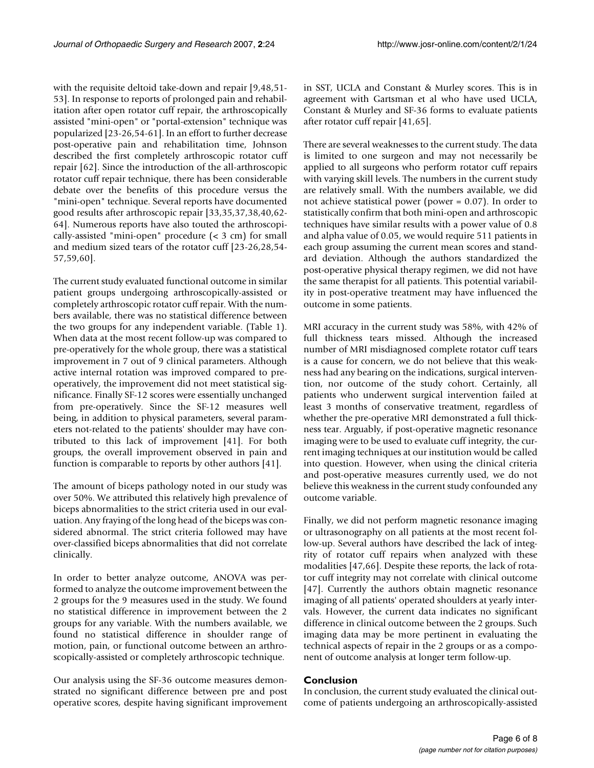with the requisite deltoid take-down and repair [9,48,51-53]. In response to reports of prolonged pain and rehabilitation after open rotator cuff repair, the arthroscopically assisted "mini-open" or "portal-extension" technique was popularized [23-26,54-61]. In an effort to further decrease post-operative pain and rehabilitation time, Johnson described the first completely arthroscopic rotator cuff repair [62]. Since the introduction of the all-arthroscopic rotator cuff repair technique, there has been considerable debate over the benefits of this procedure versus the "mini-open" technique. Several reports have documented good results after arthroscopic repair [33,35,37,38,40,62-64]. Numerous reports have also touted the arthroscopically-assisted "mini-open" procedure (< 3 cm) for small and medium sized tears of the rotator cuff [23-26,28,54-57,59,60].

The current study evaluated functional outcome in similar patient groups undergoing arthroscopically-assisted or completely arthroscopic rotator cuff repair. With the numbers available, there was no statistical difference between the two groups for any independent variable. (Table 1). When data at the most recent follow-up was compared to pre-operatively for the whole group, there was a statistical improvement in 7 out of 9 clinical parameters. Although active internal rotation was improved compared to pre-operatively, the improvement did not meet statistical significance. Finally SF-12 scores were essentially unchanged from pre-operatively. Since the SF-12 measures well being, in addition to physical parameters, several parameters not-related to the patients' shoulder may have contributed to this lack of improvement [41]. For both groups, the overall improvement observed in pain and function is comparable to reports by other authors [41].

The amount of biceps pathology noted in our study was over 50%. We attributed this relatively high prevalence of biceps abnormalities to the strict criteria used in our evaluation. Any fraying of the long head of the biceps was considered abnormal. The strict criteria followed may have over-classified biceps abnormalities that did not correlate clinically.

In order to better analyze outcome, ANOVA was performed to analyze the outcome improvement between the 2 groups for the 9 measures used in the study. We found no statistical difference in improvement between the 2 groups for any variable. With the numbers available, we found no statistical difference in shoulder range of motion, pain, or functional outcome between an arthroscopically-assisted or completely arthroscopic technique.

Our analysis using the SF-36 outcome measures demonstrated no significant difference between pre and post operative scores, despite having significant improvement in SST, UCLA and Constant & Murley scores. This is in agreement with Gartsman et al who have used UCLA, Constant & Murley and SF-36 forms to evaluate patients after rotator cuff repair [41,65].

There are several weaknesses to the current study. The data is limited to one surgeon and may not necessarily be applied to all surgeons who perform rotator cuff repairs with varying skill levels. The numbers in the current study are relatively small. With the numbers available, we did not achieve statistical power (power = 0.07). In order to statistically confirm that both mini-open and arthroscopic techniques have similar results with a power value of 0.8 and alpha value of 0.05, we would require 511 patients in each group assuming the current mean scores and standard deviation. Although the authors standardized the post-operative physical therapy regimen, we did not have the same therapist for all patients. This potential variability in post-operative treatment may have influenced the outcome in some patients.

MRI accuracy in the current study was 58%, with 42% of full thickness tears missed. Although the increased number of MRI misdiagnosed complete rotator cuff tears is a cause for concern, we do not believe that this weakness had any bearing on the indications, surgical intervention, nor outcome of the study cohort. Certainly, all patients who underwent surgical intervention failed at least 3 months of conservative treatment, regardless of whether the pre-operative MRI demonstrated a full thickness tear. Arguably, if post-operative magnetic resonance imaging were to be used to evaluate cuff integrity, the current imaging techniques at our institution would be called into question. However, when using the clinical criteria and post-operative measures currently used, we do not believe this weakness in the current study confounded any outcome variable.

Finally, we did not perform magnetic resonance imaging or ultrasonography on all patients at the most recent follow-up. Several authors have described the lack of integrity of rotator cuff repairs when analyzed with these modalities [47,66]. Despite these reports, the lack of rotator cuff integrity may not correlate with clinical outcome [47]. Currently the authors obtain magnetic resonance imaging of all patients' operated shoulders at yearly intervals. However, the current data indicates no significant difference in clinical outcome between the 2 groups. Such imaging data may be more pertinent in evaluating the technical aspects of repair in the 2 groups or as a component of outcome analysis at longer term follow-up.

## Conclusion

In conclusion, the current study evaluated the clinical outcome of patients undergoing an arthroscopically-assisted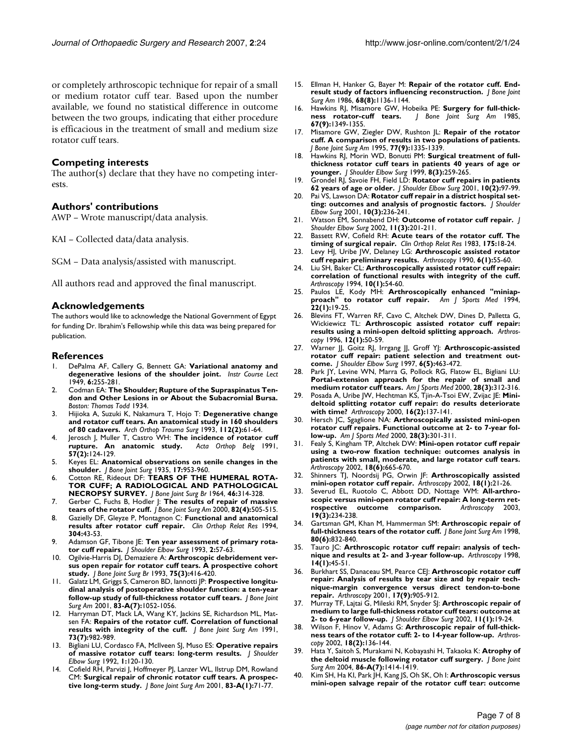or completely arthroscopic technique for repair of a small or medium rotator cuff tear. Based upon the number available, we found no statistical difference in outcome between the two groups, indicating that either procedure is efficacious in the treatment of small and medium size rotator cuff tears.

## Competing interests

The author(s) declare that they have no competing interests.

## Authors' contributions

AWP – Wrote manuscript/data analysis.

KAI – Collected data/data analysis.

SGM – Data analysis/assisted with manuscript.

All authors read and approved the final manuscript.

## Acknowledgements

The authors would like to acknowledge the National Government of Egypt for funding Dr. Ibrahim's Fellowship while this data was being prepared for publication.

## References

1. DePalma AF, Callery G, Bennett GA: **Variational anatomy and degenerative lesions of the shoulder joint.** *Instr Course Lect* 1949, **6:**255-281.
2. Codman EA: **The Shoulder; Rupture of the Supraspinatus Tendon and Other Lesions in or About the Subacromial Bursa.** *Boston: Thomas Todd* 1934.
3. Hijioka A, Suzuki K, Nakamura T, Hojo T: **Degenerative change and rotator cuff tears. An anatomical study in 160 shoulders of 80 cadavers.** *Arch Orthop Trauma Surg* 1993, **112(2):**61-64.
4. Jerosch J, Muller T, Castro WH: **The incidence of rotator cuff rupture. An anatomic study.** *Acta Orthop Belg* 1991, **57(2):**124-129.
5. Keyes EL: **Anatomical observations on senile changes in the shoulder.** *J Bone Joint Surg* 1935, **17:**953-960.
6. Cotton RE, Rideout DF: **TEARS OF THE HUMERAL ROTATOR CUFF; A RADIOLOGICAL AND PATHOLOGICAL NECROPSY SURVEY.** *J Bone Joint Surg Br* 1964, **46:**314-328.
7. Gerber C, Fuchs B, Hodler J: **The results of repair of massive tears of the rotator cuff.** *J Bone Joint Surg Am* 2000, **82(4):**505-515.
8. Gazielly DF, Gleyze P, Montagnon C: **Functional and anatomical results after rotator cuff repair.** *Clin Orthop Relat Res* 1994, **304:**43-53.
9. Adamson GF, Tibone JE: **Ten year assessment of primary rotator cuff repairs.** *J Shoulder Elbow Surg* 1993, **2:**57-63.
10. Ogilvie-Harris DJ, Demaziere A: **Arthroscopic debridement versus open repair for rotator cuff tears. A prospective cohort study.** *J Bone Joint Surg Br* 1993, **75(3):**416-420.
11. Galatz LM, Griggs S, Cameron BD, Iannotti JP: **Prospective longitudinal analysis of postoperative shoulder function: a ten-year follow-up study of full-thickness rotator cuff tears.** *J Bone Joint Surg Am* 2001, **83-A(7):**1052-1056.
12. Harryman DT, Mack LA, Wang KY, Jackins SE, Richardson ML, Matsen FA: **Repairs of the rotator cuff. Correlation of functional results with integrity of the cuff.** *J Bone Joint Surg Am* 1991, **73(7):**982-989.
13. Bigliani LU, Cordasco FA, McIlveen SJ, Muso ES: **Operative repairs of massive rotator cuff tears: long-term results.** *J Shoulder Elbow Surg* 1992, **1:**120-130.
14. Cofield RH, Parvizi J, Hoffmeyer PJ, Lanzer WL, Ilstrup DM, Rowland CM: **Surgical repair of chronic rotator cuff tears. A prospective long-term study.** *J Bone Joint Surg Am* 2001, **83-A(1):**71-77.
15. Ellman H, Hanker G, Bayer M: **Repair of the rotator cuff. End-result study of factors influencing reconstruction.** *J Bone Joint Surg Am* 1986, **68(8):**1136-1144.
16. Hawkins RJ, Misamore GW, Hobeika PE: **Surgery for full-thickness rotator-cuff tears.** *J Bone Joint Surg Am* 1985, **67(9):**1349-1355.
17. Misamore GW, Ziegler DW, Rushton JL: **Repair of the rotator cuff. A comparison of results in two populations of patients.** *J Bone Joint Surg Am* 1995, **77(9):**1335-1339.
18. Hawkins RJ, Morin WD, Bonutti PM: **Surgical treatment of full-thickness rotator cuff tears in patients 40 years of age or younger.** *J Shoulder Elbow Surg* 1999, **8(3):**259-265.
19. Grondel RJ, Savoie FH, Field LD: **Rotator cuff repairs in patients 62 years of age or older.** *J Shoulder Elbow Surg* 2001, **10(2):**97-99.
20. Pai VS, Lawson DA: **Rotator cuff repair in a district hospital setting: outcomes and analysis of prognostic factors.** *J Shoulder Elbow Surg* 2001, **10(3):**236-241.
21. Watson EM, Sonnabend DH: **Outcome of rotator cuff repair.** *J Shoulder Elbow Surg* 2002, **11(3):**201-211.
22. Bassett RW, Cofield RH: **Acute tears of the rotator cuff. The timing of surgical repair.** *Clin Orthop Relat Res* 1983, **175:**18-24.
23. Levy HJ, Uribe JW, Delaney LG: **Arthroscopic assisted rotator cuff repair: preliminary results.** *Arthroscopy* 1990, **6(1):**55-60.
24. Liu SH, Baker CL: **Arthroscopically assisted rotator cuff repair: correlation of functional results with integrity of the cuff.** *Arthroscopy* 1994, **10(1):**54-60.
25. Paulos LE, Kody MH: **Arthroscopically enhanced "miniapproach" to rotator cuff repair.** *Am J Sports Med* 1994, **22(1):**19-25.
26. Blevins FT, Warren RF, Cavo C, Altchek DW, Dines D, Palletta G, Wickiewicz TL: **Arthroscopic assisted rotator cuff repair: results using a mini-open deltoid splitting approach.** *Arthroscopy* 1996, **12(1):**50-59.
27. Warner JJ, Goitz RJ, Irrgang JJ, Groff YJ: **Arthroscopic-assisted rotator cuff repair: patient selection and treatment outcome.** *J Shoulder Elbow Surg* 1997, **6(5):**463-472.
28. Park JY, Levine WN, Marra G, Pollock RG, Flatow EL, Bigliani LU: **Portal-extension approach for the repair of small and medium rotator cuff tears.** *Am J Sports Med* 2000, **28(3):**312-316.
29. Posada A, Uribe JW, Hechtman KS, Tjin-A-Tsoi EW, Zvijac JE: **Mini-deltoid splitting rotator cuff repair: do results deteriorate with time?** *Arthroscopy* 2000, **16(2):**137-141.
30. Hersch JC, Sgaglione NA: **Arthroscopically assisted mini-open rotator cuff repairs. Functional outcome at 2- to 7-year follow-up.** *Am J Sports Med* 2000, **28(3):**301-311.
31. Fealy S, Kingham TP, Altchek DW: **Mini-open rotator cuff repair using a two-row fixation technique: outcomes analysis in patients with small, moderate, and large rotator cuff tears.** *Arthroscopy* 2002, **18(6):**665-670.
32. Shinners TJ, Noordsij PG, Orwin JF: **Arthroscopically assisted mini-open rotator cuff repair.** *Arthroscopy* 2002, **18(1):**21-26.
33. Severud EL, Ruotolo C, Abbott DD, Nottage WM: **All-arthroscopic versus mini-open rotator cuff repair: A long-term retrospective outcome comparison.** *Arthroscopy* 2003, **19(3):**234-238.
34. Gartsman GM, Khan M, Hammerman SM: **Arthroscopic repair of full-thickness tears of the rotator cuff.** *J Bone Joint Surg Am* 1998, **80(6):**832-840.
35. Tauro JC: **Arthroscopic rotator cuff repair: analysis of technique and results at 2- and 3-year follow-up.** *Arthroscopy* 1998, **14(1):**45-51.
36. Burkhart SS, Danaceau SM, Pearce CEJ: **Arthroscopic rotator cuff repair: Analysis of results by tear size and by repair technique-margin convergence versus direct tendon-to-bone repair.** *Arthroscopy* 2001, **17(9):**905-912.
37. Murray TF, Lajtai G, Mileski RM, Snyder SJ: **Arthroscopic repair of medium to large full-thickness rotator cuff tears: outcome at 2- to 6-year follow-up.** *J Shoulder Elbow Surg* 2002, **11(1):**19-24.
38. Wilson F, Hinov V, Adams G: **Arthroscopic repair of full-thickness tears of the rotator cuff: 2- to 14-year follow-up.** *Arthroscopy* 2002, **18(2):**136-144.
39. Hata Y, Saitoh S, Murakami N, Kobayashi H, Takaoka K: **Atrophy of the deltoid muscle following rotator cuff surgery.** *J Bone Joint Surg Am* 2004, **86-A(7):**1414-1419.
40. Kim SH, Ha KI, Park JH, Kang JS, Oh SK, Oh I: **Arthroscopic versus mini-open salvage repair of the rotator cuff tear: outcome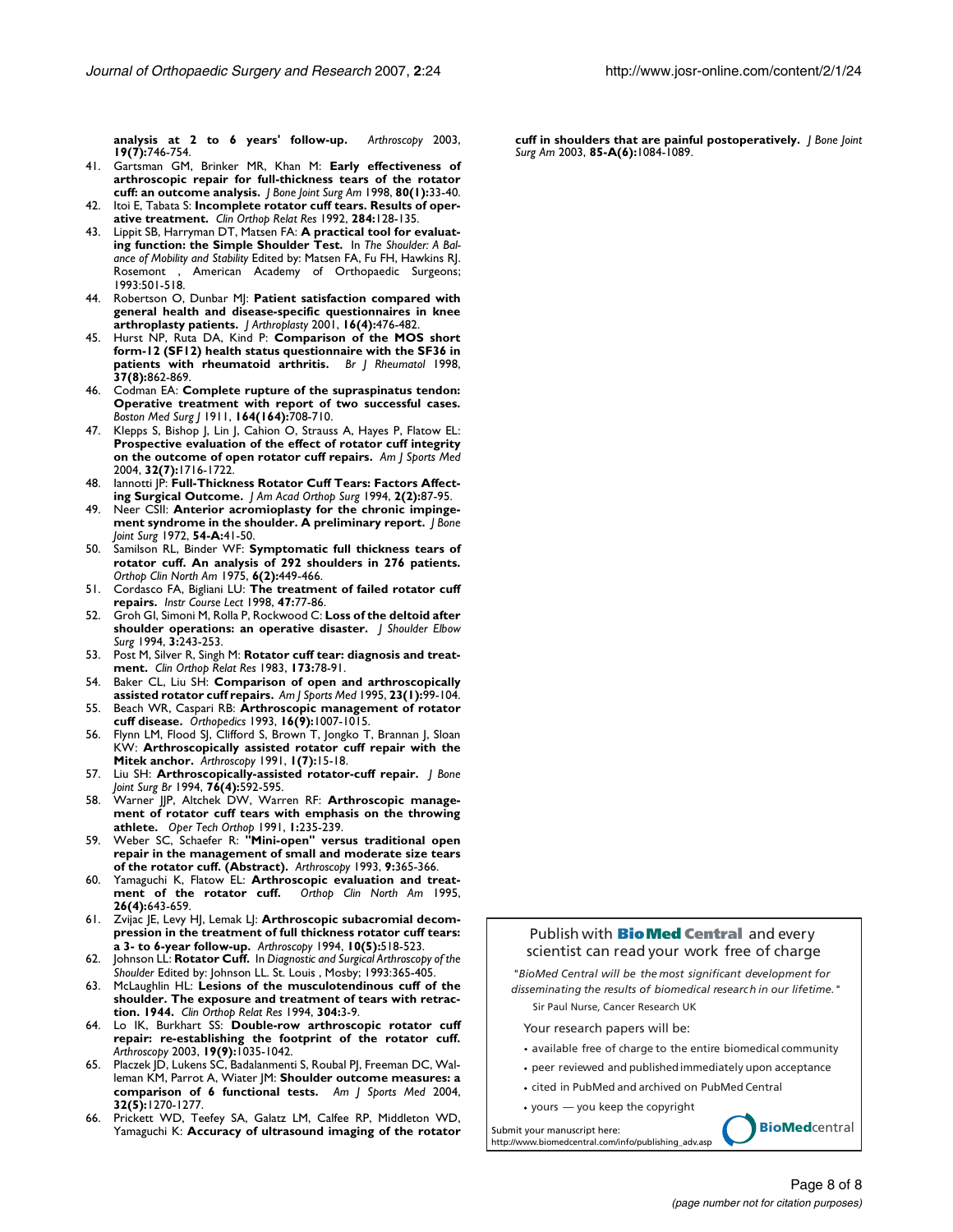analysis at 2 to 6 years' follow-up. *Arthroscopy* 2003, **19(7):**746-754.

41. Gartsman GM, Brinker MR, Khan M: **Early effectiveness of arthroscopic repair for full-thickness tears of the rotator cuff: an outcome analysis.** *J Bone Joint Surg Am* 1998, **80(1):**33-40.
42. Itoi E, Tabata S: **Incomplete rotator cuff tears. Results of operative treatment.** *Clin Orthop Relat Res* 1992, **284:**128-135.
43. Lippit SB, Harryman DT, Matsen FA: **A practical tool for evaluating function: the Simple Shoulder Test.** In *The Shoulder: A Balance of Mobility and Stability* Edited by: Matsen FA, Fu FH, Hawkins RJ. Rosemont , American Academy of Orthopaedic Surgeons; 1993:501-518.
44. Robertson O, Dunbar MJ: **Patient satisfaction compared with general health and disease-specific questionnaires in knee arthroplasty patients.** *J Arthroplasty* 2001, **16(4):**476-482.
45. Hurst NP, Ruta DA, Kind P: **Comparison of the MOS short form-12 (SF12) health status questionnaire with the SF36 in patients with rheumatoid arthritis.** *Br J Rheumatol* 1998, **37(8):**862-869.
46. Codman EA: **Complete rupture of the supraspinatus tendon: Operative treatment with report of two successful cases.** *Boston Med Surg J* 1911, **164(164):**708-710.
47. Klepps S, Bishop J, Lin J, Cahion O, Strauss A, Hayes P, Flatow EL: **Prospective evaluation of the effect of rotator cuff integrity on the outcome of open rotator cuff repairs.** *Am J Sports Med* 2004, **32(7):**1716-1722.
48. Iannotti JP: **Full-Thickness Rotator Cuff Tears: Factors Affecting Surgical Outcome.** *J Am Acad Orthop Surg* 1994, **2(2):**87-95.
49. Neer CSII: **Anterior acromioplasty for the chronic impingement syndrome in the shoulder. A preliminary report.** *J Bone Joint Surg* 1972, **54-A:**41-50.
50. Samilson RL, Binder WF: **Symptomatic full thickness tears of rotator cuff. An analysis of 292 shoulders in 276 patients.** *Orthop Clin North Am* 1975, **6(2):**449-466.
51. Cordasco FA, Bigliani LU: **The treatment of failed rotator cuff repairs.** *Instr Course Lect* 1998, **47:**77-86.
52. Groh GI, Simoni M, Rolla P, Rockwood C: **Loss of the deltoid after shoulder operations: an operative disaster.** *J Shoulder Elbow Surg* 1994, **3:**243-253.
53. Post M, Silver R, Singh M: **Rotator cuff tear: diagnosis and treatment.** *Clin Orthop Relat Res* 1983, **173:**78-91.
54. Baker CL, Liu SH: **Comparison of open and arthroscopically assisted rotator cuff repairs.** *Am J Sports Med* 1995, **23(1):**99-104.
55. Beach WR, Caspari RB: **Arthroscopic management of rotator cuff disease.** *Orthopedics* 1993, **16(9):**1007-1015.
56. Flynn LM, Flood SJ, Clifford S, Brown T, Jongko T, Brannan J, Sloan KW: **Arthroscopically assisted rotator cuff repair with the Mitek anchor.** *Arthroscopy* 1991, **1(7):**15-18.
57. Liu SH: **Arthroscopically-assisted rotator-cuff repair.** *J Bone Joint Surg Br* 1994, **76(4):**592-595.
58. Warner JJP, Altchek DW, Warren RF: **Arthroscopic management of rotator cuff tears with emphasis on the throwing athlete.** *Oper Tech Orthop* 1991, **1:**235-239.
59. Weber SC, Schaefer R: **"Mini-open" versus traditional open repair in the management of small and moderate size tears of the rotator cuff. (Abstract).** *Arthroscopy* 1993, **9:**365-366.
60. Yamaguchi K, Flatow EL: **Arthroscopic evaluation and treatment of the rotator cuff.** *Orthop Clin North Am* 1995, **26(4):**643-659.
61. Zvijac JE, Levy HJ, Lemak LJ: **Arthroscopic subacromial decompression in the treatment of full thickness rotator cuff tears: a 3- to 6-year follow-up.** *Arthroscopy* 1994, **10(5):**518-523.
62. Johnson LL: **Rotator Cuff.** In *Diagnostic and Surgical Arthroscopy of the Shoulder* Edited by: Johnson LL. St. Louis , Mosby; 1993:365-405.
63. McLaughlin HL: **Lesions of the musculotendinous cuff of the shoulder. The exposure and treatment of tears with retraction. 1944.** *Clin Orthop Relat Res* 1994, **304:**3-9.
64. Lo IK, Burkhart SS: **Double-row arthroscopic rotator cuff repair: re-establishing the footprint of the rotator cuff.** *Arthroscopy* 2003, **19(9):**1035-1042.
65. Placzek JD, Lukens SC, Badalanmenti S, Roubal PJ, Freeman DC, Walleman KM, Parrot A, Wiater JM: **Shoulder outcome measures: a comparison of 6 functional tests.** *Am J Sports Med* 2004, **32(5):**1270-1277.
66. Prickett WD, Teefey SA, Galatz LM, Calfee RP, Middleton WD, Yamaguchi K: **Accuracy of ultrasound imaging of the rotator cuff in shoulders that are painful postoperatively.** *J Bone Joint Surg Am* 2003, **85-A(6):**1084-1089.

Publish with **BioMed Central** and every scientist can read your work free of charge

*"BioMed Central will be the most significant development for disseminating the results of biomedical research in our lifetime."*

Sir Paul Nurse, Cancer Research UK

Your research papers will be:

- available free of charge to the entire biomedical community
- peer reviewed and published immediately upon acceptance
- cited in PubMed and archived on PubMed Central
- yours — you keep the copyright

Submit your manuscript here:
http://www.biomedcentral.com/info/publishing_adv.asp

BioMedcentral